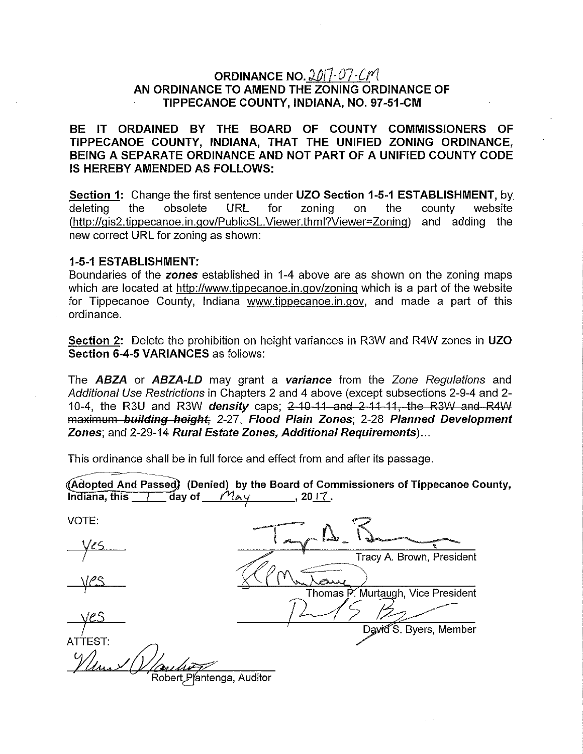# ORDINANCE NO. 2017-07-CM
## AN ORDINANCE TO AMEND THE ZONING ORDINANCE OF TIPPECANOE COUNTY, INDIANA, NO. 97-51-CM

**BE IT ORDAINED BY THE BOARD OF COUNTY COMMISSIONERS OF TIPPECANOE COUNTY, INDIANA, THAT THE UNIFIED ZONING ORDINANCE, BEING A SEPARATE ORDINANCE AND NOT PART OF A UNIFIED COUNTY CODE IS HEREBY AMENDED AS FOLLOWS:**

**Section 1:** Change the first sentence under **UZO Section 1-5-1 ESTABLISHMENT**, by deleting the obsolete URL for zoning on the county website (http://gis2.tippecanoe.in.gov/PublicSL.Viewer.thml?Viewer=Zoning) and adding the new correct URL for zoning as shown:

**1-5-1 ESTABLISHMENT:**
Boundaries of the ***zones*** established in 1-4 above are as shown on the zoning maps which are located at http://www.tippecanoe.in.gov/zoning which is a part of the website for Tippecanoe County, Indiana www.tippecanoe.in.gov, and made a part of this ordinance.

**Section 2:** Delete the prohibition on height variances in R3W and R4W zones in **UZO Section 6-4-5 VARIANCES** as follows:

The ***ABZA*** or ***ABZA-LD*** may grant a ***variance*** from the *Zone Regulations* and *Additional Use Restrictions* in Chapters 2 and 4 above (except subsections 2-9-4 and 2-10-4, the R3U and R3W ***density*** caps; ~~2-10-11 and 2-11-11, the R3W and R4W maximum ***building height***;~~ 2-27, ***Flood Plain Zones***; 2-28 ***Planned Development Zones***; and 2-29-14 ***Rural Estate Zones, Additional Requirements***)...

This ordinance shall be in full force and effect from and after its passage.

**(Adopted And Passed) (Denied) by the Board of Commissioners of Tippecanoe County, Indiana, this 1 day of May, 2017.**

VOTE:

Yes — Tracy A. Brown, President

Yes — Thomas P. Murtaugh, Vice President

Yes — David S. Byers, Member

ATTEST:

Robert Plantenga, Auditor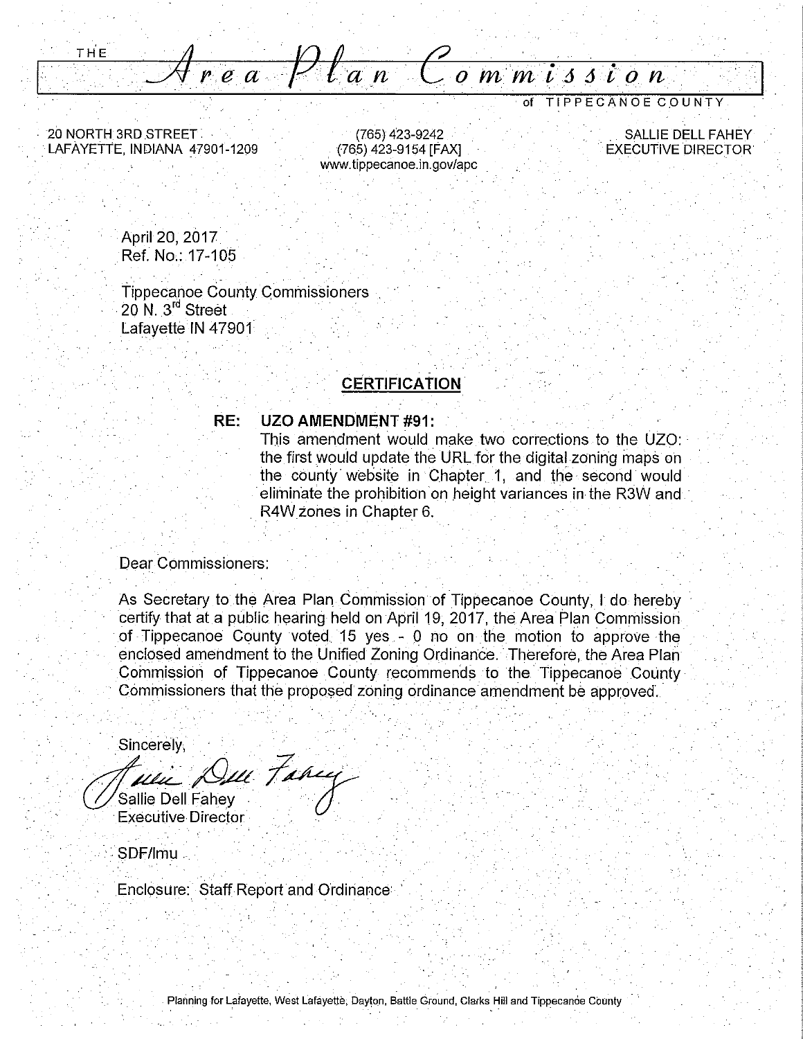THE

# Area Plan Commission

of TIPPECANOE COUNTY

20 NORTH 3RD STREET
LAFAYETTE, INDIANA 47901-1209

(765) 423-9242
(765) 423-9154 [FAX]
www.tippecanoe.in.gov/apc

SALLIE DELL FAHEY
EXECUTIVE DIRECTOR

April 20, 2017
Ref. No.: 17-105

Tippecanoe County Commissioners
20 N. 3rd Street
Lafayette IN 47901

## CERTIFICATION

**RE: UZO AMENDMENT #91:**
This amendment would make two corrections to the UZO: the first would update the URL for the digital zoning maps on the county website in Chapter 1, and the second would eliminate the prohibition on height variances in the R3W and R4W zones in Chapter 6.

Dear Commissioners:

As Secretary to the Area Plan Commission of Tippecanoe County, I do hereby certify that at a public hearing held on April 19, 2017, the Area Plan Commission of Tippecanoe County voted 15 yes - 0 no on the motion to approve the enclosed amendment to the Unified Zoning Ordinance. Therefore, the Area Plan Commission of Tippecanoe County recommends to the Tippecanoe County Commissioners that the proposed zoning ordinance amendment be approved.

Sincerely,

Sallie Dell Fahey
Executive Director

SDF/lmu

Enclosure: Staff Report and Ordinance

Planning for Lafayette, West Lafayette, Dayton, Battle Ground, Clarks Hill and Tippecanoe County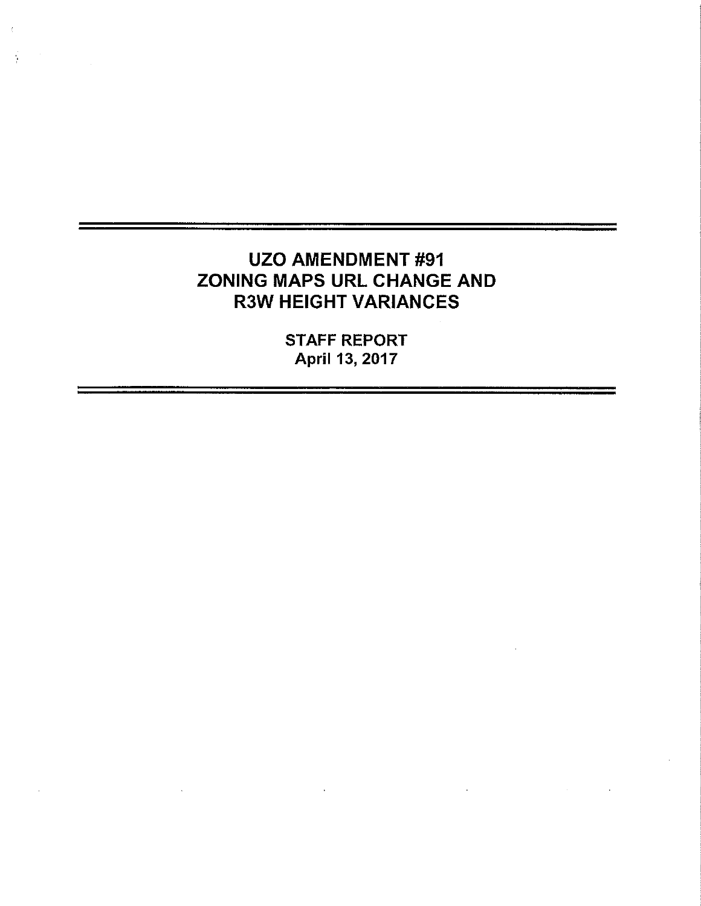# UZO AMENDMENT #91
# ZONING MAPS URL CHANGE AND R3W HEIGHT VARIANCES

**STAFF REPORT**
**April 13, 2017**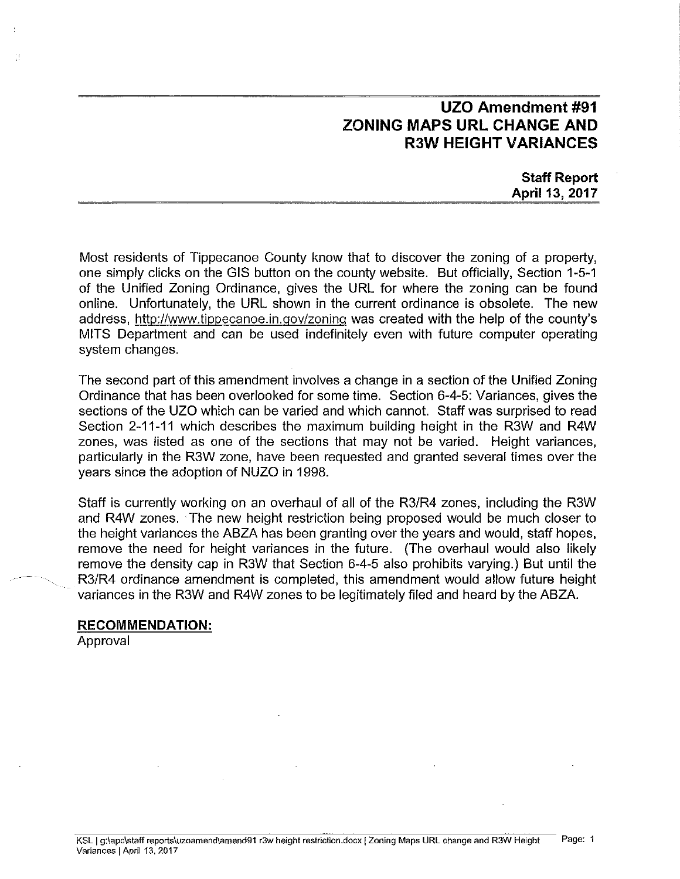# UZO Amendment #91
# ZONING MAPS URL CHANGE AND R3W HEIGHT VARIANCES

**Staff Report**
**April 13, 2017**

Most residents of Tippecanoe County know that to discover the zoning of a property, one simply clicks on the GIS button on the county website. But officially, Section 1-5-1 of the Unified Zoning Ordinance, gives the URL for where the zoning can be found online. Unfortunately, the URL shown in the current ordinance is obsolete. The new address, http://www.tippecanoe.in.gov/zoning was created with the help of the county's MITS Department and can be used indefinitely even with future computer operating system changes.

The second part of this amendment involves a change in a section of the Unified Zoning Ordinance that has been overlooked for some time. Section 6-4-5: Variances, gives the sections of the UZO which can be varied and which cannot. Staff was surprised to read Section 2-11-11 which describes the maximum building height in the R3W and R4W zones, was listed as one of the sections that may not be varied. Height variances, particularly in the R3W zone, have been requested and granted several times over the years since the adoption of NUZO in 1998.

Staff is currently working on an overhaul of all of the R3/R4 zones, including the R3W and R4W zones. The new height restriction being proposed would be much closer to the height variances the ABZA has been granting over the years and would, staff hopes, remove the need for height variances in the future. (The overhaul would also likely remove the density cap in R3W that Section 6-4-5 also prohibits varying.) But until the R3/R4 ordinance amendment is completed, this amendment would allow future height variances in the R3W and R4W zones to be legitimately filed and heard by the ABZA.

**RECOMMENDATION:**

Approval